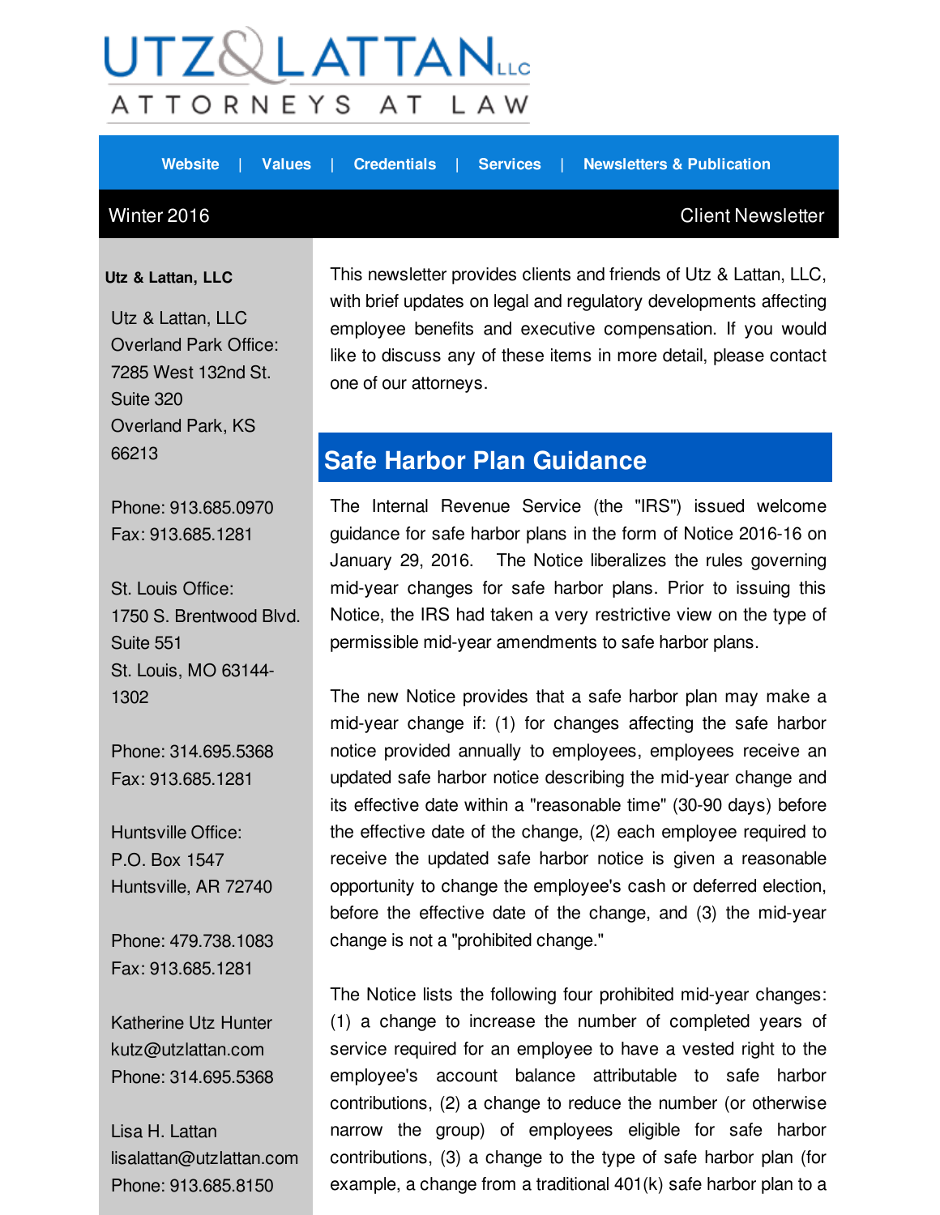# UTZ & LATTAN LLC

ATTORNEYS AT LAW

Website | Values | Credentials | Services | Newsletters & Publication

Winter 2016 — Client Newsletter

**Utz & Lattan, LLC**

Utz & Lattan, LLC
Overland Park Office:
7285 West 132nd St.
Suite 320
Overland Park, KS
66213

Phone: 913.685.0970
Fax: 913.685.1281

St. Louis Office:
1750 S. Brentwood Blvd.
Suite 551
St. Louis, MO 63144-1302

Phone: 314.695.5368
Fax: 913.685.1281

Huntsville Office:
P.O. Box 1547
Huntsville, AR 72740

Phone: 479.738.1083
Fax: 913.685.1281

Katherine Utz Hunter
kutz@utzlattan.com
Phone: 314.695.5368

Lisa H. Lattan
lisalattan@utzlattan.com
Phone: 913.685.8150

This newsletter provides clients and friends of Utz & Lattan, LLC, with brief updates on legal and regulatory developments affecting employee benefits and executive compensation. If you would like to discuss any of these items in more detail, please contact one of our attorneys.

## Safe Harbor Plan Guidance

The Internal Revenue Service (the "IRS") issued welcome guidance for safe harbor plans in the form of Notice 2016-16 on January 29, 2016. The Notice liberalizes the rules governing mid-year changes for safe harbor plans. Prior to issuing this Notice, the IRS had taken a very restrictive view on the type of permissible mid-year amendments to safe harbor plans.

The new Notice provides that a safe harbor plan may make a mid-year change if: (1) for changes affecting the safe harbor notice provided annually to employees, employees receive an updated safe harbor notice describing the mid-year change and its effective date within a "reasonable time" (30-90 days) before the effective date of the change, (2) each employee required to receive the updated safe harbor notice is given a reasonable opportunity to change the employee's cash or deferred election, before the effective date of the change, and (3) the mid-year change is not a "prohibited change."

The Notice lists the following four prohibited mid-year changes: (1) a change to increase the number of completed years of service required for an employee to have a vested right to the employee's account balance attributable to safe harbor contributions, (2) a change to reduce the number (or otherwise narrow the group) of employees eligible for safe harbor contributions, (3) a change to the type of safe harbor plan (for example, a change from a traditional 401(k) safe harbor plan to a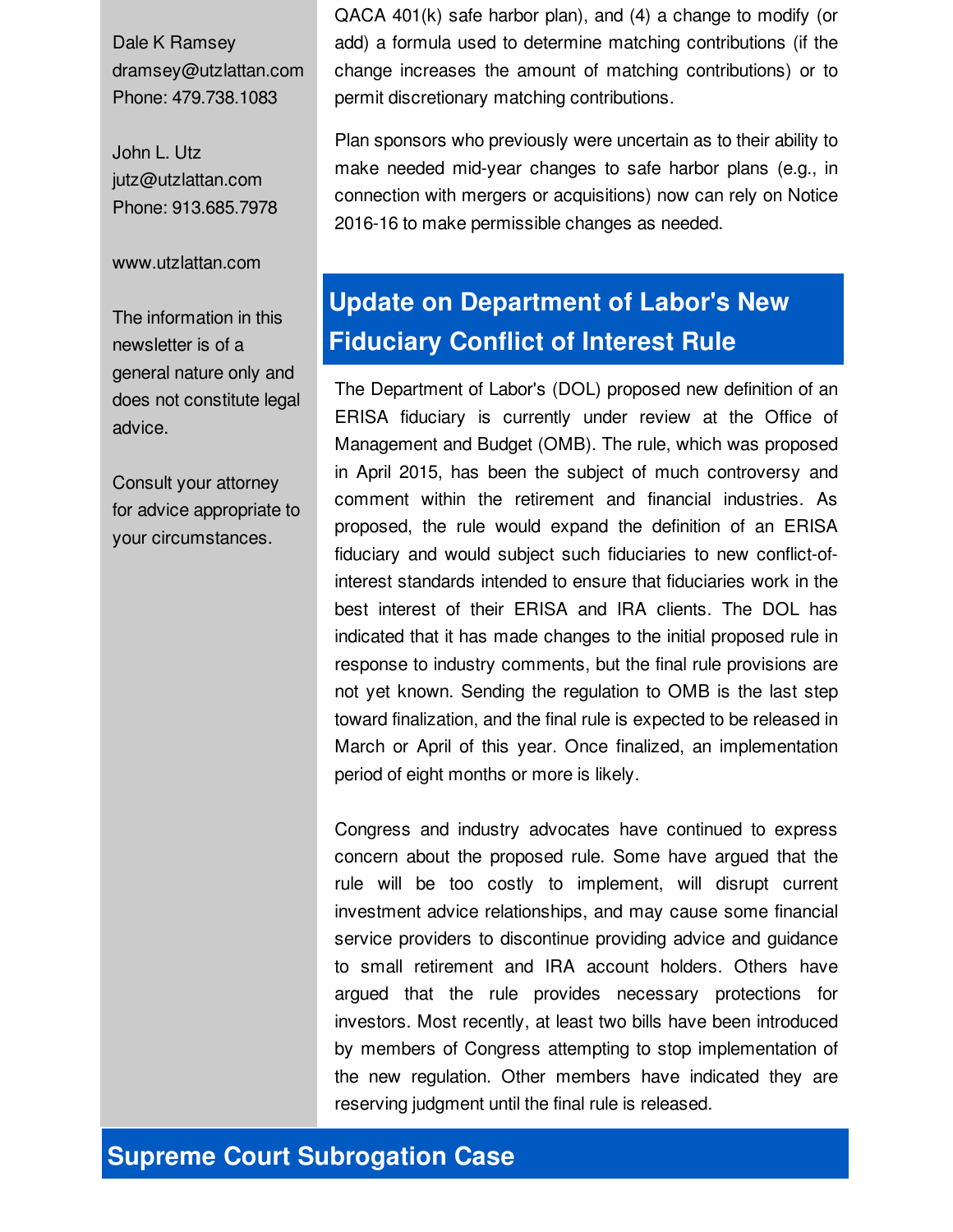Dale K Ramsey
dramsey@utzlattan.com
Phone: 479.738.1083

John L. Utz
jutz@utzlattan.com
Phone: 913.685.7978

www.utzlattan.com

The information in this newsletter is of a general nature only and does not constitute legal advice.

Consult your attorney for advice appropriate to your circumstances.

QACA 401(k) safe harbor plan), and (4) a change to modify (or add) a formula used to determine matching contributions (if the change increases the amount of matching contributions) or to permit discretionary matching contributions.

Plan sponsors who previously were uncertain as to their ability to make needed mid-year changes to safe harbor plans (e.g., in connection with mergers or acquisitions) now can rely on Notice 2016-16 to make permissible changes as needed.

## Update on Department of Labor's New Fiduciary Conflict of Interest Rule

The Department of Labor's (DOL) proposed new definition of an ERISA fiduciary is currently under review at the Office of Management and Budget (OMB). The rule, which was proposed in April 2015, has been the subject of much controversy and comment within the retirement and financial industries. As proposed, the rule would expand the definition of an ERISA fiduciary and would subject such fiduciaries to new conflict-of-interest standards intended to ensure that fiduciaries work in the best interest of their ERISA and IRA clients. The DOL has indicated that it has made changes to the initial proposed rule in response to industry comments, but the final rule provisions are not yet known. Sending the regulation to OMB is the last step toward finalization, and the final rule is expected to be released in March or April of this year. Once finalized, an implementation period of eight months or more is likely.

Congress and industry advocates have continued to express concern about the proposed rule. Some have argued that the rule will be too costly to implement, will disrupt current investment advice relationships, and may cause some financial service providers to discontinue providing advice and guidance to small retirement and IRA account holders. Others have argued that the rule provides necessary protections for investors. Most recently, at least two bills have been introduced by members of Congress attempting to stop implementation of the new regulation. Other members have indicated they are reserving judgment until the final rule is released.

## Supreme Court Subrogation Case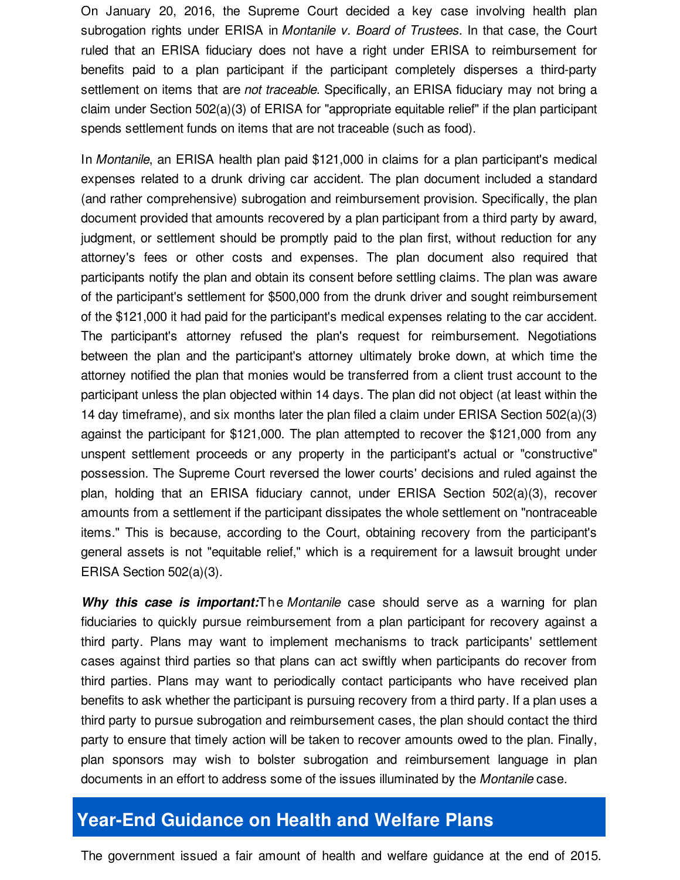On January 20, 2016, the Supreme Court decided a key case involving health plan subrogation rights under ERISA in *Montanile v. Board of Trustees*. In that case, the Court ruled that an ERISA fiduciary does not have a right under ERISA to reimbursement for benefits paid to a plan participant if the participant completely disperses a third-party settlement on items that are *not traceable*. Specifically, an ERISA fiduciary may not bring a claim under Section 502(a)(3) of ERISA for "appropriate equitable relief" if the plan participant spends settlement funds on items that are not traceable (such as food).

In *Montanile*, an ERISA health plan paid $121,000 in claims for a plan participant's medical expenses related to a drunk driving car accident. The plan document included a standard (and rather comprehensive) subrogation and reimbursement provision. Specifically, the plan document provided that amounts recovered by a plan participant from a third party by award, judgment, or settlement should be promptly paid to the plan first, without reduction for any attorney's fees or other costs and expenses. The plan document also required that participants notify the plan and obtain its consent before settling claims. The plan was aware of the participant's settlement for $500,000 from the drunk driver and sought reimbursement of the $121,000 it had paid for the participant's medical expenses relating to the car accident. The participant's attorney refused the plan's request for reimbursement. Negotiations between the plan and the participant's attorney ultimately broke down, at which time the attorney notified the plan that monies would be transferred from a client trust account to the participant unless the plan objected within 14 days. The plan did not object (at least within the 14 day timeframe), and six months later the plan filed a claim under ERISA Section 502(a)(3) against the participant for $121,000. The plan attempted to recover the $121,000 from any unspent settlement proceeds or any property in the participant's actual or "constructive" possession. The Supreme Court reversed the lower courts' decisions and ruled against the plan, holding that an ERISA fiduciary cannot, under ERISA Section 502(a)(3), recover amounts from a settlement if the participant dissipates the whole settlement on "nontraceable items." This is because, according to the Court, obtaining recovery from the participant's general assets is not "equitable relief," which is a requirement for a lawsuit brought under ERISA Section 502(a)(3).

***Why this case is important:*** The *Montanile* case should serve as a warning for plan fiduciaries to quickly pursue reimbursement from a plan participant for recovery against a third party. Plans may want to implement mechanisms to track participants' settlement cases against third parties so that plans can act swiftly when participants do recover from third parties. Plans may want to periodically contact participants who have received plan benefits to ask whether the participant is pursuing recovery from a third party. If a plan uses a third party to pursue subrogation and reimbursement cases, the plan should contact the third party to ensure that timely action will be taken to recover amounts owed to the plan. Finally, plan sponsors may wish to bolster subrogation and reimbursement language in plan documents in an effort to address some of the issues illuminated by the *Montanile* case.

## Year-End Guidance on Health and Welfare Plans

The government issued a fair amount of health and welfare guidance at the end of 2015.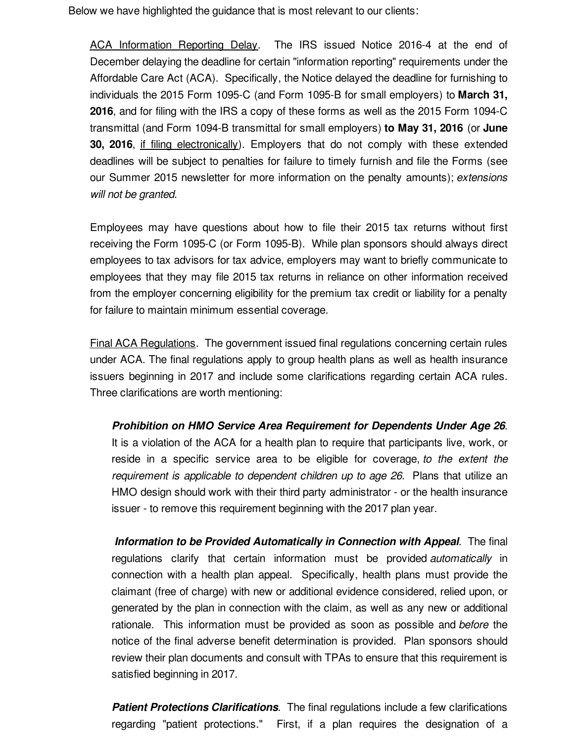Below we have highlighted the guidance that is most relevant to our clients:

ACA Information Reporting Delay. The IRS issued Notice 2016-4 at the end of December delaying the deadline for certain "information reporting" requirements under the Affordable Care Act (ACA). Specifically, the Notice delayed the deadline for furnishing to individuals the 2015 Form 1095-C (and Form 1095-B for small employers) to **March 31, 2016**, and for filing with the IRS a copy of these forms as well as the 2015 Form 1094-C transmittal (and Form 1094-B transmittal for small employers) **to May 31, 2016** (or **June 30, 2016**, if filing electronically). Employers that do not comply with these extended deadlines will be subject to penalties for failure to timely furnish and file the Forms (see our Summer 2015 newsletter for more information on the penalty amounts); *extensions will not be granted*.

Employees may have questions about how to file their 2015 tax returns without first receiving the Form 1095-C (or Form 1095-B). While plan sponsors should always direct employees to tax advisors for tax advice, employers may want to briefly communicate to employees that they may file 2015 tax returns in reliance on other information received from the employer concerning eligibility for the premium tax credit or liability for a penalty for failure to maintain minimum essential coverage.

Final ACA Regulations. The government issued final regulations concerning certain rules under ACA. The final regulations apply to group health plans as well as health insurance issuers beginning in 2017 and include some clarifications regarding certain ACA rules. Three clarifications are worth mentioning:

***Prohibition on HMO Service Area Requirement for Dependents Under Age 26***. It is a violation of the ACA for a health plan to require that participants live, work, or reside in a specific service area to be eligible for coverage, *to the extent the requirement is applicable to dependent children up to age 26.* Plans that utilize an HMO design should work with their third party administrator - or the health insurance issuer - to remove this requirement beginning with the 2017 plan year.

***Information to be Provided Automatically in Connection with Appeal***. The final regulations clarify that certain information must be provided *automatically* in connection with a health plan appeal. Specifically, health plans must provide the claimant (free of charge) with new or additional evidence considered, relied upon, or generated by the plan in connection with the claim, as well as any new or additional rationale. This information must be provided as soon as possible and *before* the notice of the final adverse benefit determination is provided. Plan sponsors should review their plan documents and consult with TPAs to ensure that this requirement is satisfied beginning in 2017.

***Patient Protections Clarifications***. The final regulations include a few clarifications regarding "patient protections." First, if a plan requires the designation of a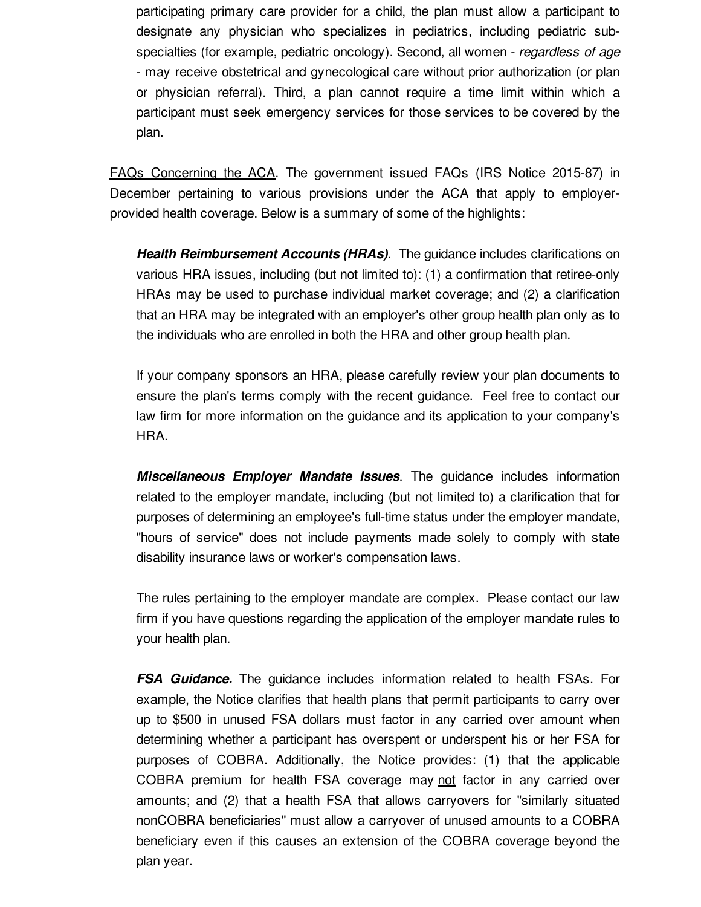participating primary care provider for a child, the plan must allow a participant to designate any physician who specializes in pediatrics, including pediatric sub-specialties (for example, pediatric oncology). Second, all women - *regardless of age* - may receive obstetrical and gynecological care without prior authorization (or plan or physician referral). Third, a plan cannot require a time limit within which a participant must seek emergency services for those services to be covered by the plan.

<u>FAQs Concerning the ACA</u>. The government issued FAQs (IRS Notice 2015-87) in December pertaining to various provisions under the ACA that apply to employer-provided health coverage. Below is a summary of some of the highlights:

> ***Health Reimbursement Accounts (HRAs)***. The guidance includes clarifications on various HRA issues, including (but not limited to): (1) a confirmation that retiree-only HRAs may be used to purchase individual market coverage; and (2) a clarification that an HRA may be integrated with an employer's other group health plan only as to the individuals who are enrolled in both the HRA and other group health plan.
>
> If your company sponsors an HRA, please carefully review your plan documents to ensure the plan's terms comply with the recent guidance. Feel free to contact our law firm for more information on the guidance and its application to your company's HRA.
>
> ***Miscellaneous Employer Mandate Issues***. The guidance includes information related to the employer mandate, including (but not limited to) a clarification that for purposes of determining an employee's full-time status under the employer mandate, "hours of service" does not include payments made solely to comply with state disability insurance laws or worker's compensation laws.
>
> The rules pertaining to the employer mandate are complex. Please contact our law firm if you have questions regarding the application of the employer mandate rules to your health plan.
>
> ***FSA Guidance.*** The guidance includes information related to health FSAs. For example, the Notice clarifies that health plans that permit participants to carry over up to $500 in unused FSA dollars must factor in any carried over amount when determining whether a participant has overspent or underspent his or her FSA for purposes of COBRA. Additionally, the Notice provides: (1) that the applicable COBRA premium for health FSA coverage may <u>not</u> factor in any carried over amounts; and (2) that a health FSA that allows carryovers for "similarly situated nonCOBRA beneficiaries" must allow a carryover of unused amounts to a COBRA beneficiary even if this causes an extension of the COBRA coverage beyond the plan year.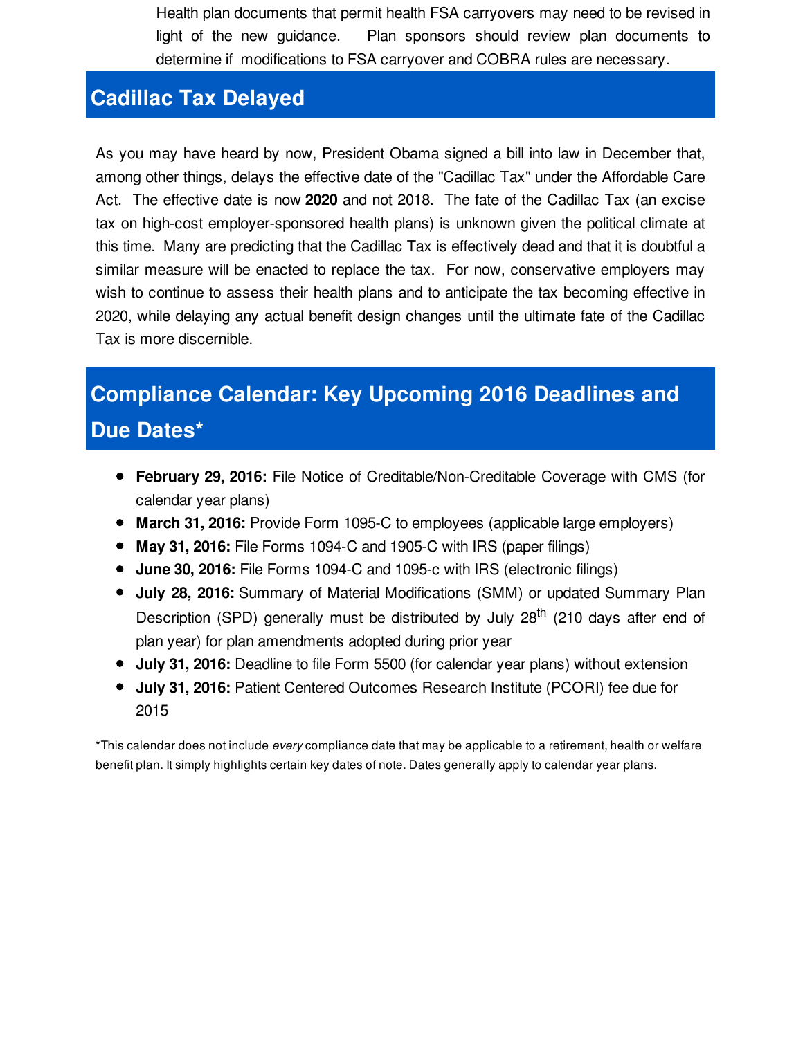Health plan documents that permit health FSA carryovers may need to be revised in light of the new guidance. Plan sponsors should review plan documents to determine if modifications to FSA carryover and COBRA rules are necessary.

## Cadillac Tax Delayed

As you may have heard by now, President Obama signed a bill into law in December that, among other things, delays the effective date of the "Cadillac Tax" under the Affordable Care Act. The effective date is now **2020** and not 2018. The fate of the Cadillac Tax (an excise tax on high-cost employer-sponsored health plans) is unknown given the political climate at this time. Many are predicting that the Cadillac Tax is effectively dead and that it is doubtful a similar measure will be enacted to replace the tax. For now, conservative employers may wish to continue to assess their health plans and to anticipate the tax becoming effective in 2020, while delaying any actual benefit design changes until the ultimate fate of the Cadillac Tax is more discernible.

## Compliance Calendar: Key Upcoming 2016 Deadlines and Due Dates*

- **February 29, 2016:** File Notice of Creditable/Non-Creditable Coverage with CMS (for calendar year plans)
- **March 31, 2016:** Provide Form 1095-C to employees (applicable large employers)
- **May 31, 2016:** File Forms 1094-C and 1905-C with IRS (paper filings)
- **June 30, 2016:** File Forms 1094-C and 1095-c with IRS (electronic filings)
- **July 28, 2016:** Summary of Material Modifications (SMM) or updated Summary Plan Description (SPD) generally must be distributed by July 28th (210 days after end of plan year) for plan amendments adopted during prior year
- **July 31, 2016:** Deadline to file Form 5500 (for calendar year plans) without extension
- **July 31, 2016:** Patient Centered Outcomes Research Institute (PCORI) fee due for 2015

*This calendar does not include *every* compliance date that may be applicable to a retirement, health or welfare benefit plan. It simply highlights certain key dates of note. Dates generally apply to calendar year plans.